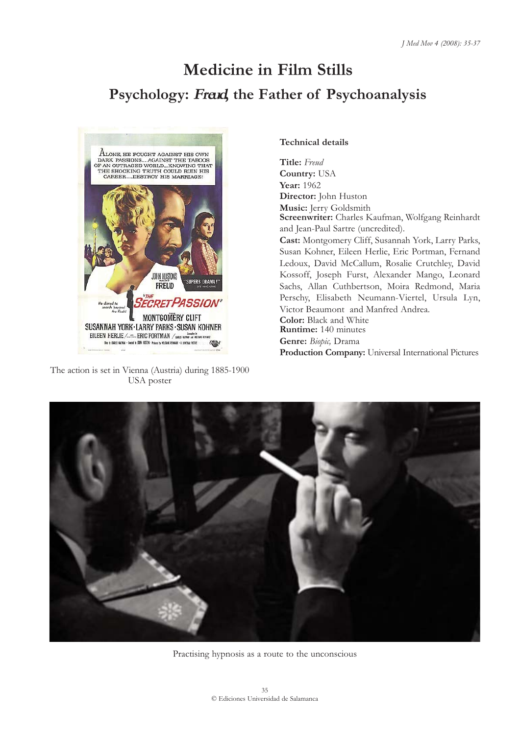# Medicine in Film Stills

## Psychology: *Freud*, the Father of Psychoanalysis

The action is set in Vienna (Austria) during 1885-1900
USA poster

**Technical details**

**Title:** *Freud*
**Country:** USA
**Year:** 1962
**Director:** John Huston
**Music:** Jerry Goldsmith
**Screenwriter:** Charles Kaufman, Wolfgang Reinhardt and Jean-Paul Sartre (uncredited).
**Cast:** Montgomery Cliff, Susannah York, Larry Parks, Susan Kohner, Eileen Herlie, Eric Portman, Fernand Ledoux, David McCallum, Rosalie Crutchley, David Kossoff, Joseph Furst, Alexander Mango, Leonard Sachs, Allan Cuthbertson, Moira Redmond, Maria Perschy, Elisabeth Neumann-Viertel, Ursula Lyn, Victor Beaumont and Manfred Andrea.
**Color:** Black and White
**Runtime:** 140 minutes
**Genre:** *Biopic,* Drama
**Production Company:** Universal International Pictures

Practising hypnosis as a route to the unconscious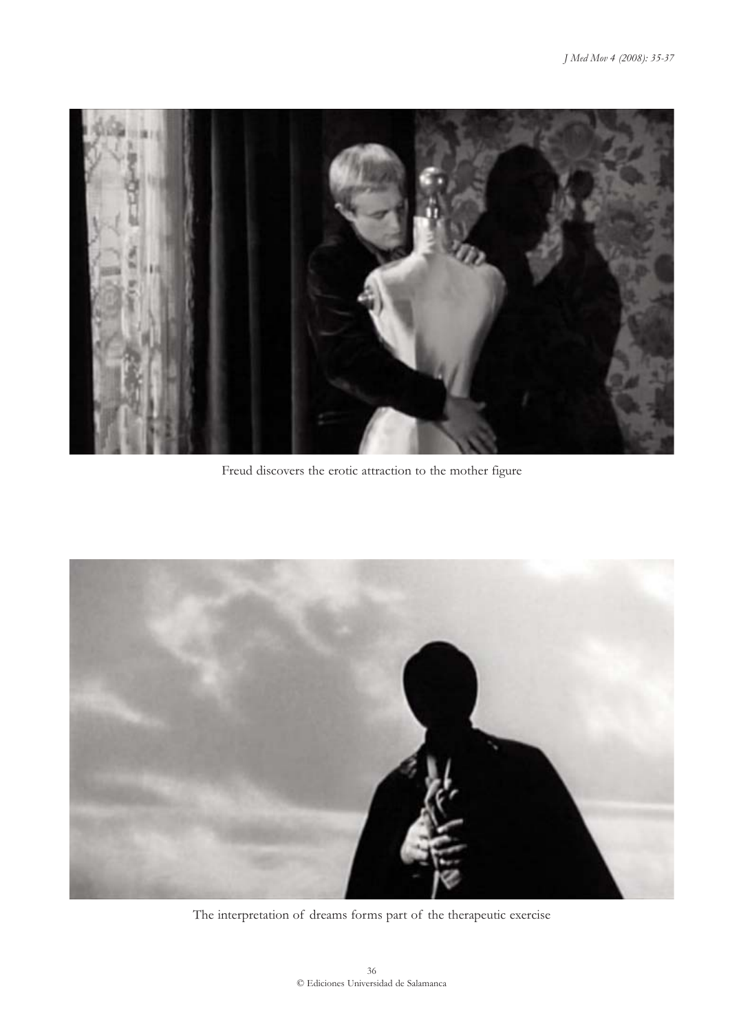Freud discovers the erotic attraction to the mother figure

The interpretation of dreams forms part of the therapeutic exercise

© Ediciones Universidad de Salamanca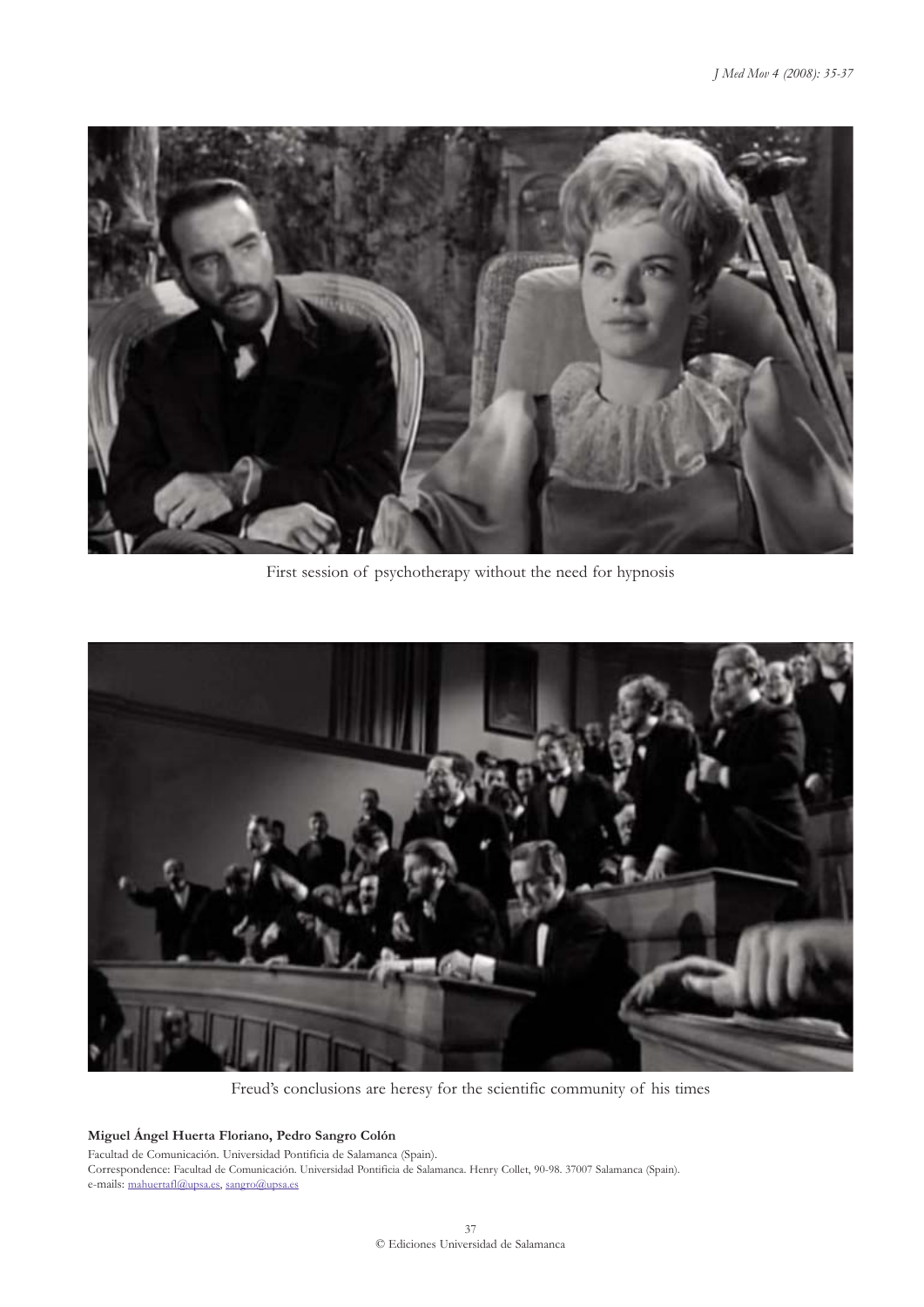First session of psychotherapy without the need for hypnosis

Freud's conclusions are heresy for the scientific community of his times

**Miguel Ángel Huerta Floriano, Pedro Sangro Colón**

Facultad de Comunicación. Universidad Pontificia de Salamanca (Spain).
Correspondence: Facultad de Comunicación. Universidad Pontificia de Salamanca. Henry Collet, 90-98. 37007 Salamanca (Spain).
e-mails: mahuertafl@upsa.es, sangro@upsa.es

© Ediciones Universidad de Salamanca